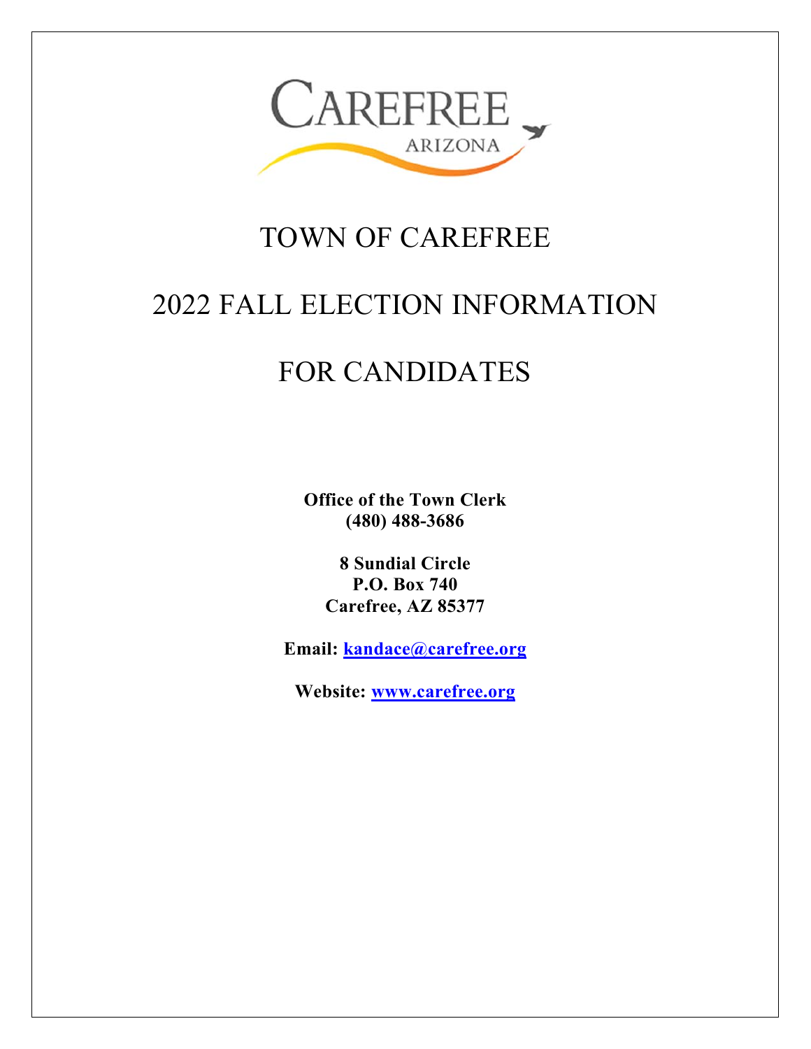# TOWN OF CAREFREE

# 2022 FALL ELECTION INFORMATION

# FOR CANDIDATES

**Office of the Town Clerk**
**(480) 488-3686**

**8 Sundial Circle**
**P.O. Box 740**
**Carefree, AZ 85377**

**Email: kandace@carefree.org**

**Website: www.carefree.org**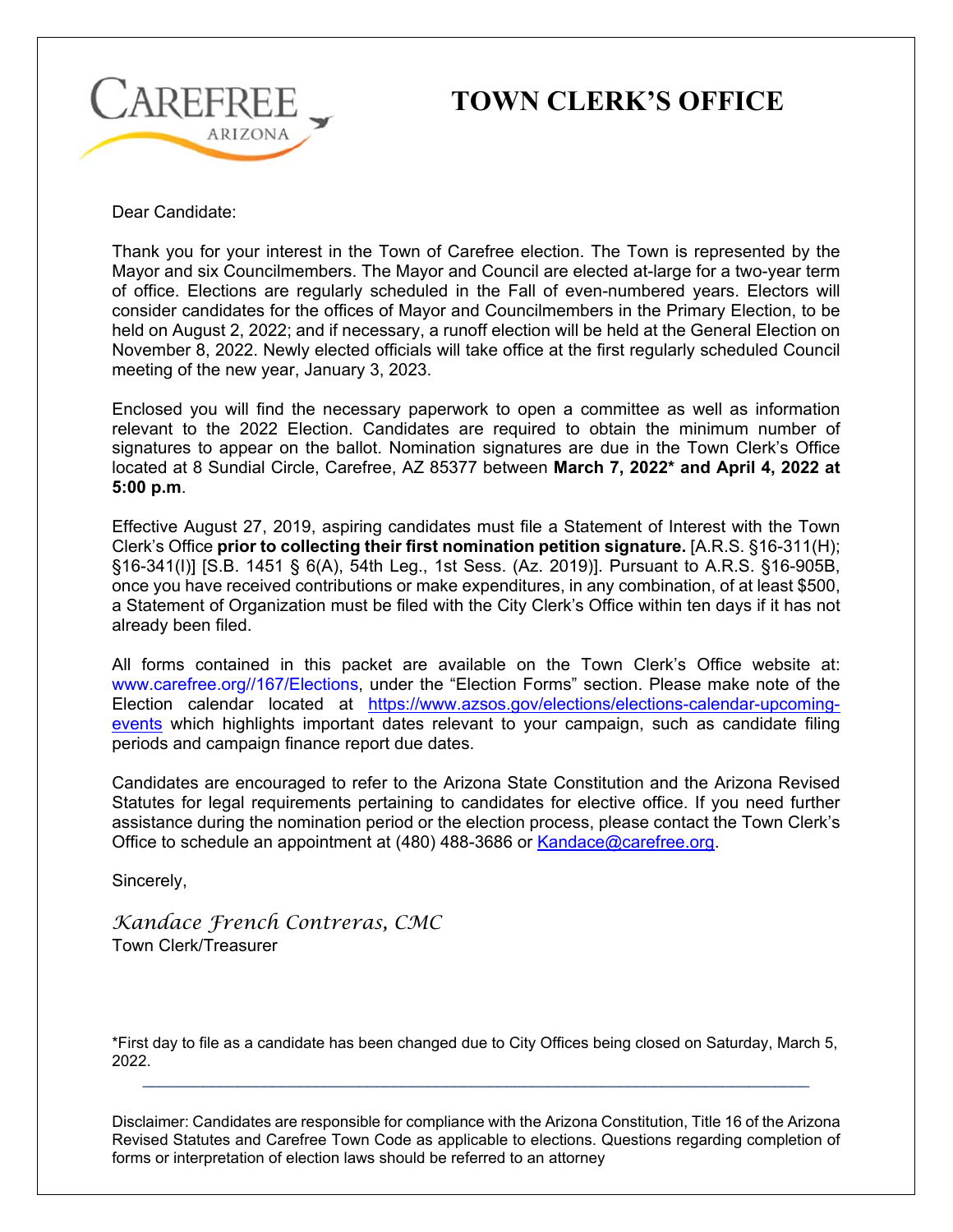# TOWN CLERK'S OFFICE

Dear Candidate:

Thank you for your interest in the Town of Carefree election. The Town is represented by the Mayor and six Councilmembers. The Mayor and Council are elected at-large for a two-year term of office. Elections are regularly scheduled in the Fall of even-numbered years. Electors will consider candidates for the offices of Mayor and Councilmembers in the Primary Election, to be held on August 2, 2022; and if necessary, a runoff election will be held at the General Election on November 8, 2022. Newly elected officials will take office at the first regularly scheduled Council meeting of the new year, January 3, 2023.

Enclosed you will find the necessary paperwork to open a committee as well as information relevant to the 2022 Election. Candidates are required to obtain the minimum number of signatures to appear on the ballot. Nomination signatures are due in the Town Clerk's Office located at 8 Sundial Circle, Carefree, AZ 85377 between **March 7, 2022* and April 4, 2022 at 5:00 p.m**.

Effective August 27, 2019, aspiring candidates must file a Statement of Interest with the Town Clerk's Office **prior to collecting their first nomination petition signature.** [A.R.S. §16-311(H); §16-341(I)] [S.B. 1451 § 6(A), 54th Leg., 1st Sess. (Az. 2019)]. Pursuant to A.R.S. §16-905B, once you have received contributions or make expenditures, in any combination, of at least $500, a Statement of Organization must be filed with the City Clerk's Office within ten days if it has not already been filed.

All forms contained in this packet are available on the Town Clerk's Office website at: www.carefree.org//167/Elections, under the "Election Forms" section. Please make note of the Election calendar located at https://www.azsos.gov/elections/elections-calendar-upcoming-events which highlights important dates relevant to your campaign, such as candidate filing periods and campaign finance report due dates.

Candidates are encouraged to refer to the Arizona State Constitution and the Arizona Revised Statutes for legal requirements pertaining to candidates for elective office. If you need further assistance during the nomination period or the election process, please contact the Town Clerk's Office to schedule an appointment at (480) 488-3686 or Kandace@carefree.org.

Sincerely,

*Kandace French Contreras, CMC*
Town Clerk/Treasurer

*First day to file as a candidate has been changed due to City Offices being closed on Saturday, March 5, 2022.

---

Disclaimer: Candidates are responsible for compliance with the Arizona Constitution, Title 16 of the Arizona Revised Statutes and Carefree Town Code as applicable to elections. Questions regarding completion of forms or interpretation of election laws should be referred to an attorney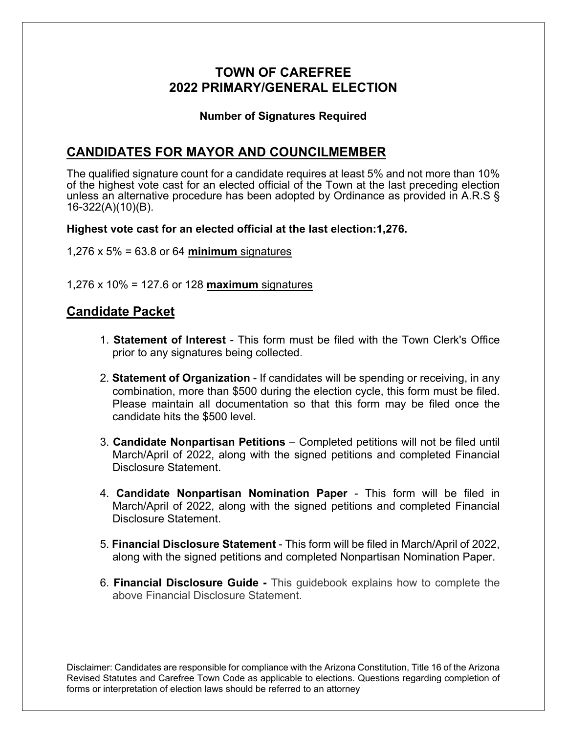# TOWN OF CAREFREE
# 2022 PRIMARY/GENERAL ELECTION

**Number of Signatures Required**

## CANDIDATES FOR MAYOR AND COUNCILMEMBER

The qualified signature count for a candidate requires at least 5% and not more than 10% of the highest vote cast for an elected official of the Town at the last preceding election unless an alternative procedure has been adopted by Ordinance as provided in A.R.S § 16-322(A)(10)(B).

**Highest vote cast for an elected official at the last election:1,276.**

1,276 x 5% = 63.8 or 64 **minimum** signatures

1,276 x 10% = 127.6 or 128 **maximum** signatures

## Candidate Packet

1. **Statement of Interest** - This form must be filed with the Town Clerk's Office prior to any signatures being collected.
2. **Statement of Organization** - If candidates will be spending or receiving, in any combination, more than $500 during the election cycle, this form must be filed. Please maintain all documentation so that this form may be filed once the candidate hits the $500 level.
3. **Candidate Nonpartisan Petitions** – Completed petitions will not be filed until March/April of 2022, along with the signed petitions and completed Financial Disclosure Statement.
4. **Candidate Nonpartisan Nomination Paper** - This form will be filed in March/April of 2022, along with the signed petitions and completed Financial Disclosure Statement.
5. **Financial Disclosure Statement** - This form will be filed in March/April of 2022, along with the signed petitions and completed Nonpartisan Nomination Paper.
6. **Financial Disclosure Guide -** This guidebook explains how to complete the above Financial Disclosure Statement.

Disclaimer: Candidates are responsible for compliance with the Arizona Constitution, Title 16 of the Arizona Revised Statutes and Carefree Town Code as applicable to elections. Questions regarding completion of forms or interpretation of election laws should be referred to an attorney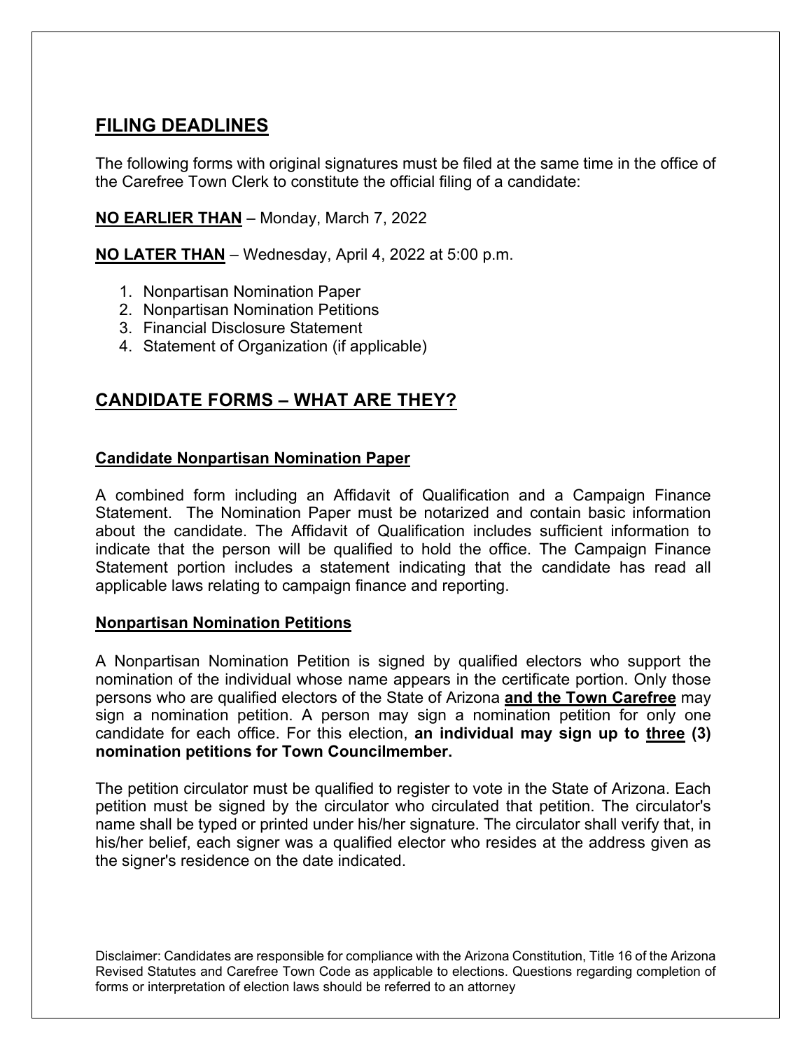## FILING DEADLINES

The following forms with original signatures must be filed at the same time in the office of the Carefree Town Clerk to constitute the official filing of a candidate:

**NO EARLIER THAN** – Monday, March 7, 2022

**NO LATER THAN** – Wednesday, April 4, 2022 at 5:00 p.m.

1. Nonpartisan Nomination Paper
2. Nonpartisan Nomination Petitions
3. Financial Disclosure Statement
4. Statement of Organization (if applicable)

## CANDIDATE FORMS – WHAT ARE THEY?

### Candidate Nonpartisan Nomination Paper

A combined form including an Affidavit of Qualification and a Campaign Finance Statement. The Nomination Paper must be notarized and contain basic information about the candidate. The Affidavit of Qualification includes sufficient information to indicate that the person will be qualified to hold the office. The Campaign Finance Statement portion includes a statement indicating that the candidate has read all applicable laws relating to campaign finance and reporting.

### Nonpartisan Nomination Petitions

A Nonpartisan Nomination Petition is signed by qualified electors who support the nomination of the individual whose name appears in the certificate portion. Only those persons who are qualified electors of the State of Arizona **and the Town Carefree** may sign a nomination petition. A person may sign a nomination petition for only one candidate for each office. For this election, **an individual may sign up to three (3) nomination petitions for Town Councilmember.**

The petition circulator must be qualified to register to vote in the State of Arizona. Each petition must be signed by the circulator who circulated that petition. The circulator's name shall be typed or printed under his/her signature. The circulator shall verify that, in his/her belief, each signer was a qualified elector who resides at the address given as the signer's residence on the date indicated.

Disclaimer: Candidates are responsible for compliance with the Arizona Constitution, Title 16 of the Arizona Revised Statutes and Carefree Town Code as applicable to elections. Questions regarding completion of forms or interpretation of election laws should be referred to an attorney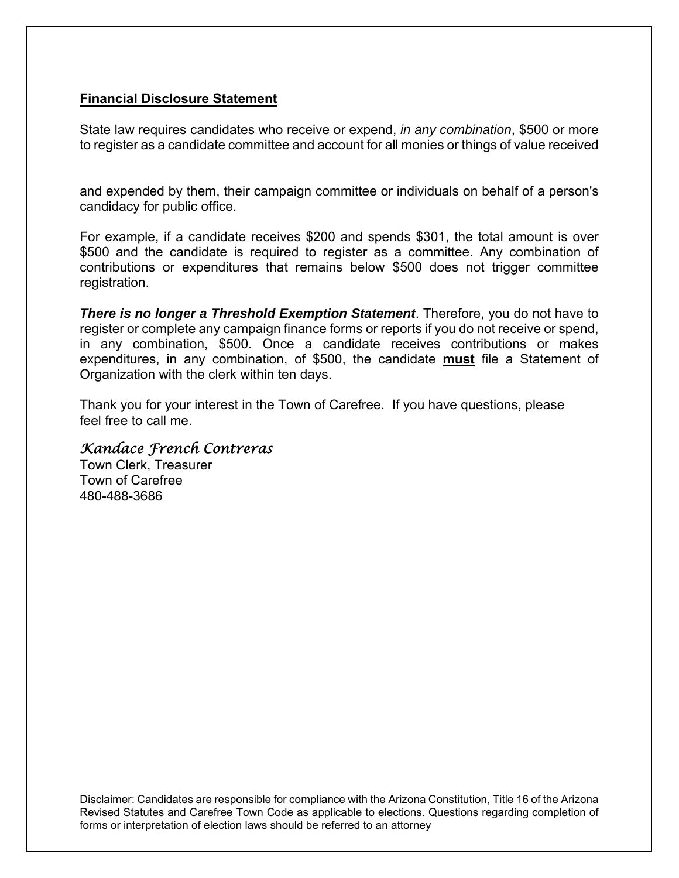**Financial Disclosure Statement**

State law requires candidates who receive or expend, *in any combination*, $500 or more to register as a candidate committee and account for all monies or things of value received and expended by them, their campaign committee or individuals on behalf of a person's candidacy for public office.

For example, if a candidate receives $200 and spends $301, the total amount is over $500 and the candidate is required to register as a committee. Any combination of contributions or expenditures that remains below $500 does not trigger committee registration.

***There is no longer a Threshold Exemption Statement***. Therefore, you do not have to register or complete any campaign finance forms or reports if you do not receive or spend, in any combination, $500. Once a candidate receives contributions or makes expenditures, in any combination, of $500, the candidate **must** file a Statement of Organization with the clerk within ten days.

Thank you for your interest in the Town of Carefree. If you have questions, please feel free to call me.

*Kandace French Contreras*
Town Clerk, Treasurer
Town of Carefree
480-488-3686

Disclaimer: Candidates are responsible for compliance with the Arizona Constitution, Title 16 of the Arizona Revised Statutes and Carefree Town Code as applicable to elections. Questions regarding completion of forms or interpretation of election laws should be referred to an attorney